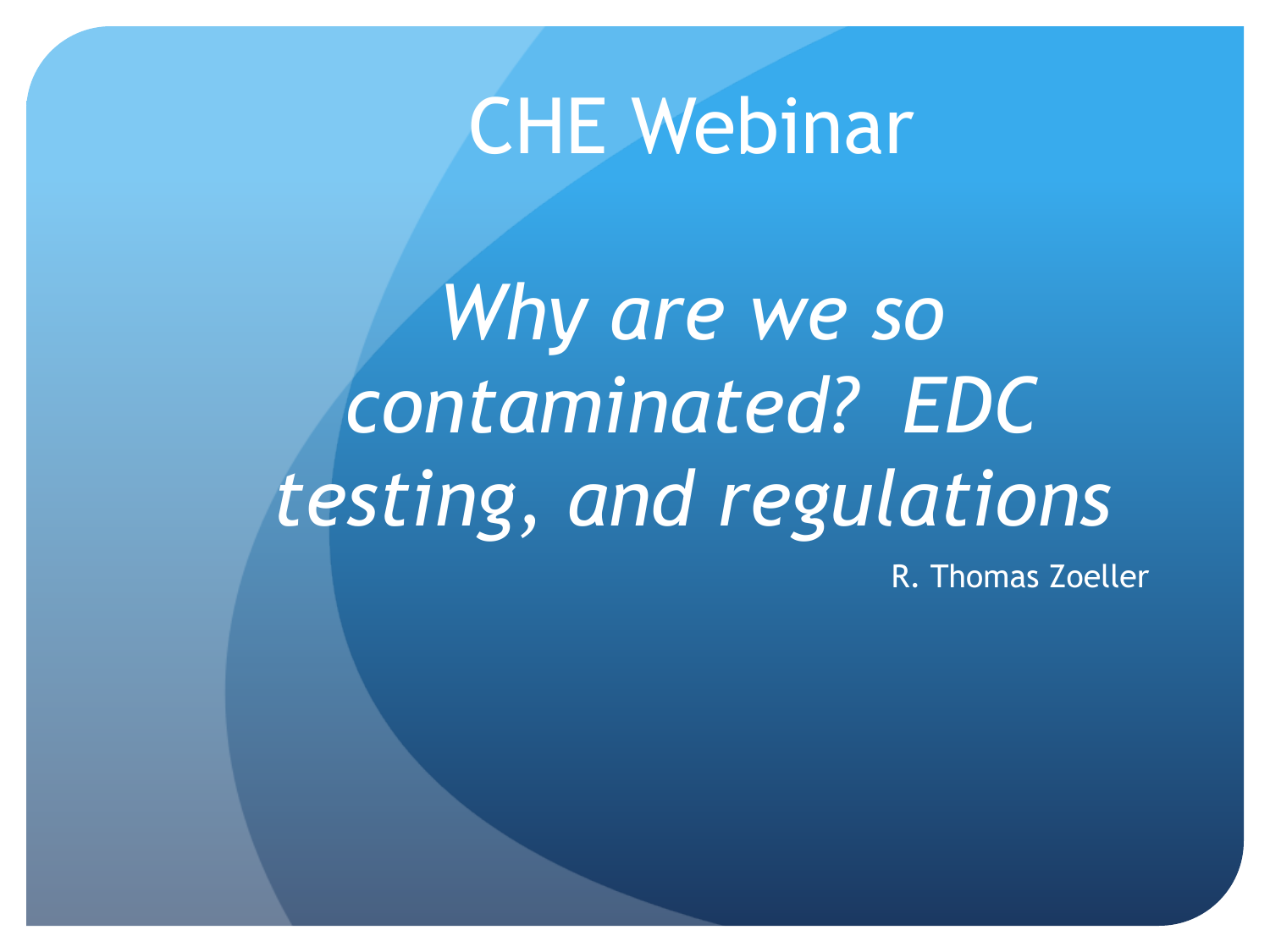# CHE Webinar

## *Why are we so contaminated? EDC testing, and regulations*

R. Thomas Zoeller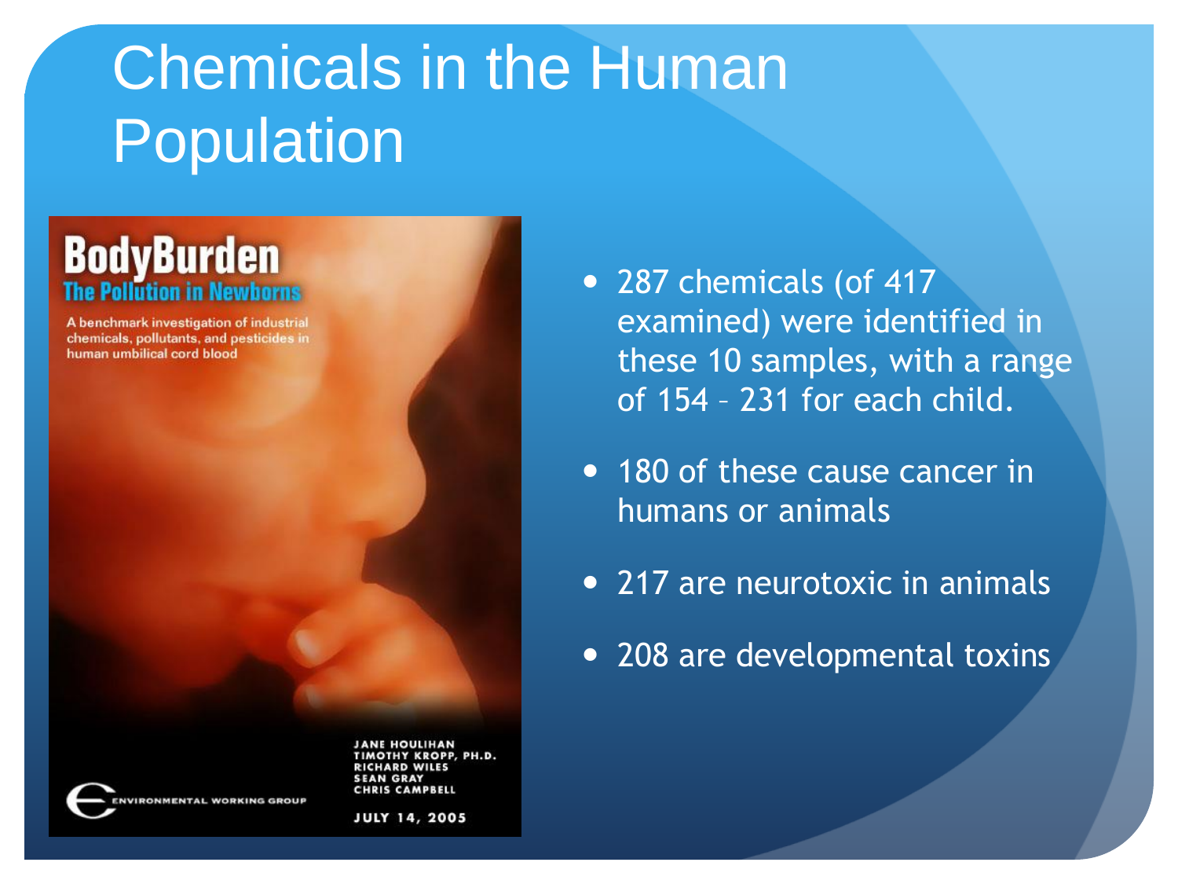# Chemicals in the Human Population

**BodyBurden**
**The Pollution in Newborns**

A benchmark investigation of industrial chemicals, pollutants, and pesticides in human umbilical cord blood

JANE HOULIHAN
TIMOTHY KROPP, PH.D.
RICHARD WILES
SEAN GRAY
CHRIS CAMPBELL

JULY 14, 2005

ENVIRONMENTAL WORKING GROUP

- 287 chemicals (of 417 examined) were identified in these 10 samples, with a range of 154 – 231 for each child.
- 180 of these cause cancer in humans or animals
- 217 are neurotoxic in animals
- 208 are developmental toxins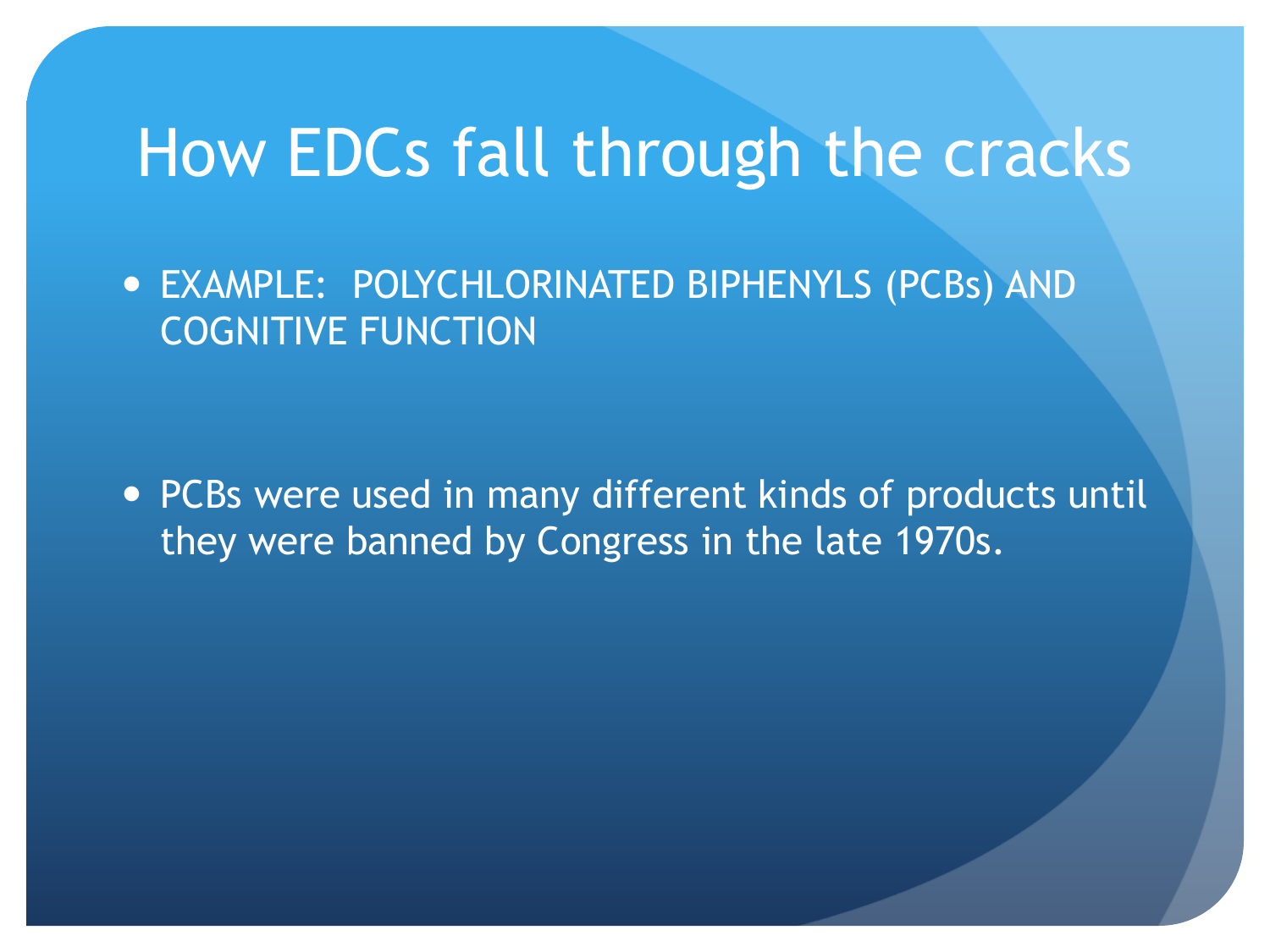# How EDCs fall through the cracks

- EXAMPLE: POLYCHLORINATED BIPHENYLS (PCBs) AND COGNITIVE FUNCTION

- PCBs were used in many different kinds of products until they were banned by Congress in the late 1970s.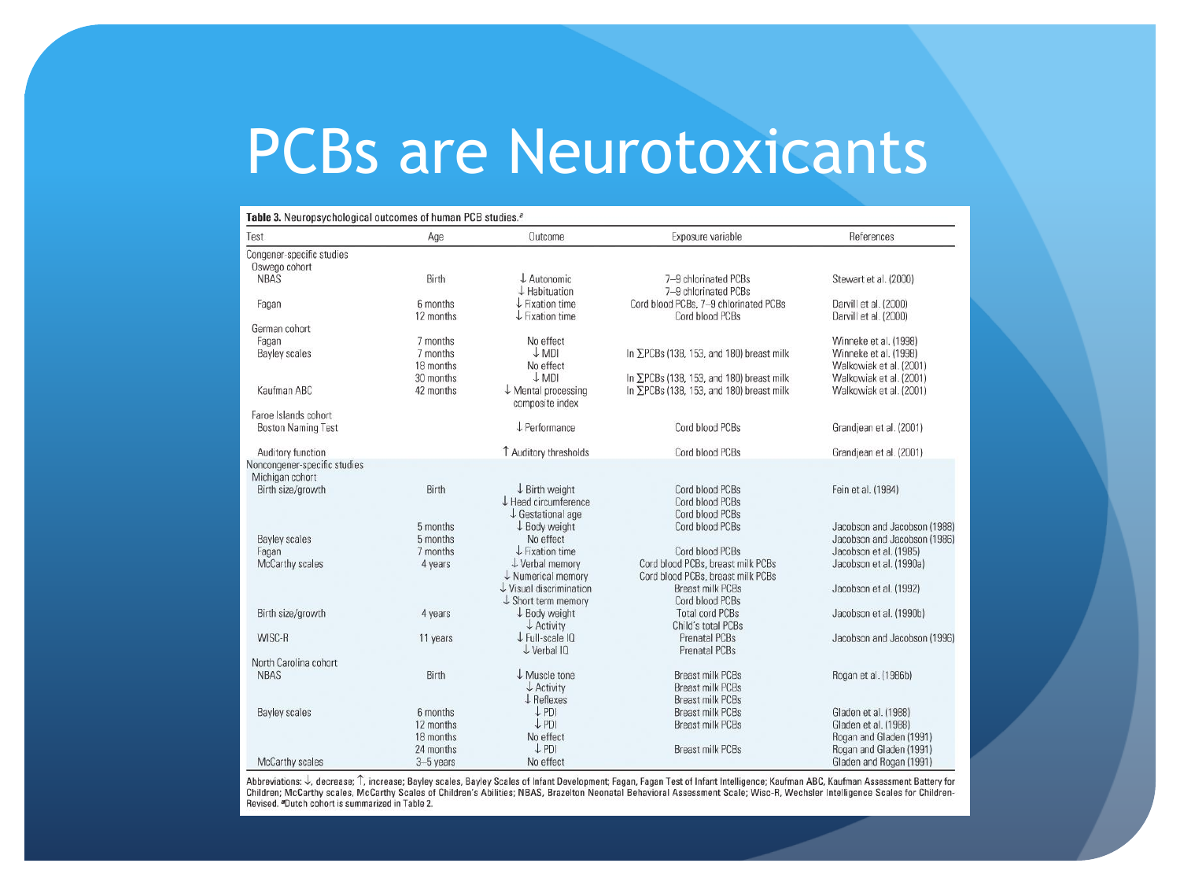# PCBs are Neurotoxicants

**Table 3.** Neuropsychological outcomes of human PCB studies.[a]

| Test | Age | Outcome | Exposure variable | References |
|---|---|---|---|---|
| Congener-specific studies | | | | |
| Oswego cohort | | | | |
| NBAS | Birth | ↓ Autonomic | 7–9 chlorinated PCBs | Stewart et al. (2000) |
| | | ↓ Habituation | 7–9 chlorinated PCBs | |
| Fagan | 6 months | ↓ Fixation time | Cord blood PCBs, 7–9 chlorinated PCBs | Darvill et al. (2000) |
| | 12 months | ↓ Fixation time | Cord blood PCBs | Darvill et al. (2000) |
| German cohort | | | | |
| Fagan | 7 months | No effect | | Winneke et al. (1998) |
| Bayley scales | 7 months | ↓ MDI | ln ΣPCBs (138, 153, and 180) breast milk | Winneke et al. (1998) |
| | 18 months | No effect | | Walkowiak et al. (2001) |
| | 30 months | ↓ MDI | ln ΣPCBs (138, 153, and 180) breast milk | Walkowiak et al. (2001) |
| Kaufman ABC | 42 months | ↓ Mental processing composite index | ln ΣPCBs (138, 153, and 180) breast milk | Walkowiak et al. (2001) |
| Faroe Islands cohort | | | | |
| Boston Naming Test | | ↓ Performance | Cord blood PCBs | Grandjean et al. (2001) |
| Auditory function | | ↑ Auditory thresholds | Cord blood PCBs | Grandjean et al. (2001) |
| Noncongener-specific studies | | | | |
| Michigan cohort | | | | |
| Birth size/growth | Birth | ↓ Birth weight | Cord blood PCBs | Fein et al. (1984) |
| | | ↓ Head circumference | Cord blood PCBs | |
| | | ↓ Gestational age | Cord blood PCBs | |
| | 5 months | ↓ Body weight | Cord blood PCBs | Jacobson and Jacobson (1988) |
| Bayley scales | 5 months | No effect | | Jacobson and Jacobson (1986) |
| Fagan | 7 months | ↓ Fixation time | Cord blood PCBs | Jacobson et al. (1985) |
| McCarthy scales | 4 years | ↓ Verbal memory | Cord blood PCBs, breast milk PCBs | Jacobson et al. (1990a) |
| | | ↓ Numerical memory | Cord blood PCBs, breast milk PCBs | |
| | | ↓ Visual discrimination | Breast milk PCBs | Jacobson et al. (1992) |
| | | ↓ Short term memory | Cord blood PCBs | |
| Birth size/growth | 4 years | ↓ Body weight | Total cord PCBs | Jacobson et al. (1990b) |
| | | ↓ Activity | Child's total PCBs | |
| WISC-R | 11 years | ↓ Full-scale IQ | Prenatal PCBs | Jacobson and Jacobson (1996) |
| | | ↓ Verbal IQ | Prenatal PCBs | |
| North Carolina cohort | | | | |
| NBAS | Birth | ↓ Muscle tone | Breast milk PCBs | Rogan et al. (1986b) |
| | | ↓ Activity | Breast milk PCBs | |
| | | ↓ Reflexes | Breast milk PCBs | |
| Bayley scales | 6 months | ↓ PDI | Breast milk PCBs | Gladen et al. (1988) |
| | 12 months | ↓ PDI | Breast milk PCBs | Gladen et al. (1988) |
| | 18 months | No effect | | Rogan and Gladen (1991) |
| | 24 months | ↓ PDI | Breast milk PCBs | Rogan and Gladen (1991) |
| McCarthy scales | 3–5 years | No effect | | Gladen and Rogan (1991) |

Abbreviations: ↓, decrease; ↑, increase; Bayley scales, Bayley Scales of Infant Development; Fagan, Fagan Test of Infant Intelligence; Kaufman ABC, Kaufman Assessment Battery for Children; McCarthy scales, McCarthy Scales of Children's Abilities; NBAS, Brazelton Neonatal Behavioral Assessment Scale; Wisc-R, Wechsler Intelligence Scales for Children-Revised. [a]Dutch cohort is summarized in Table 2.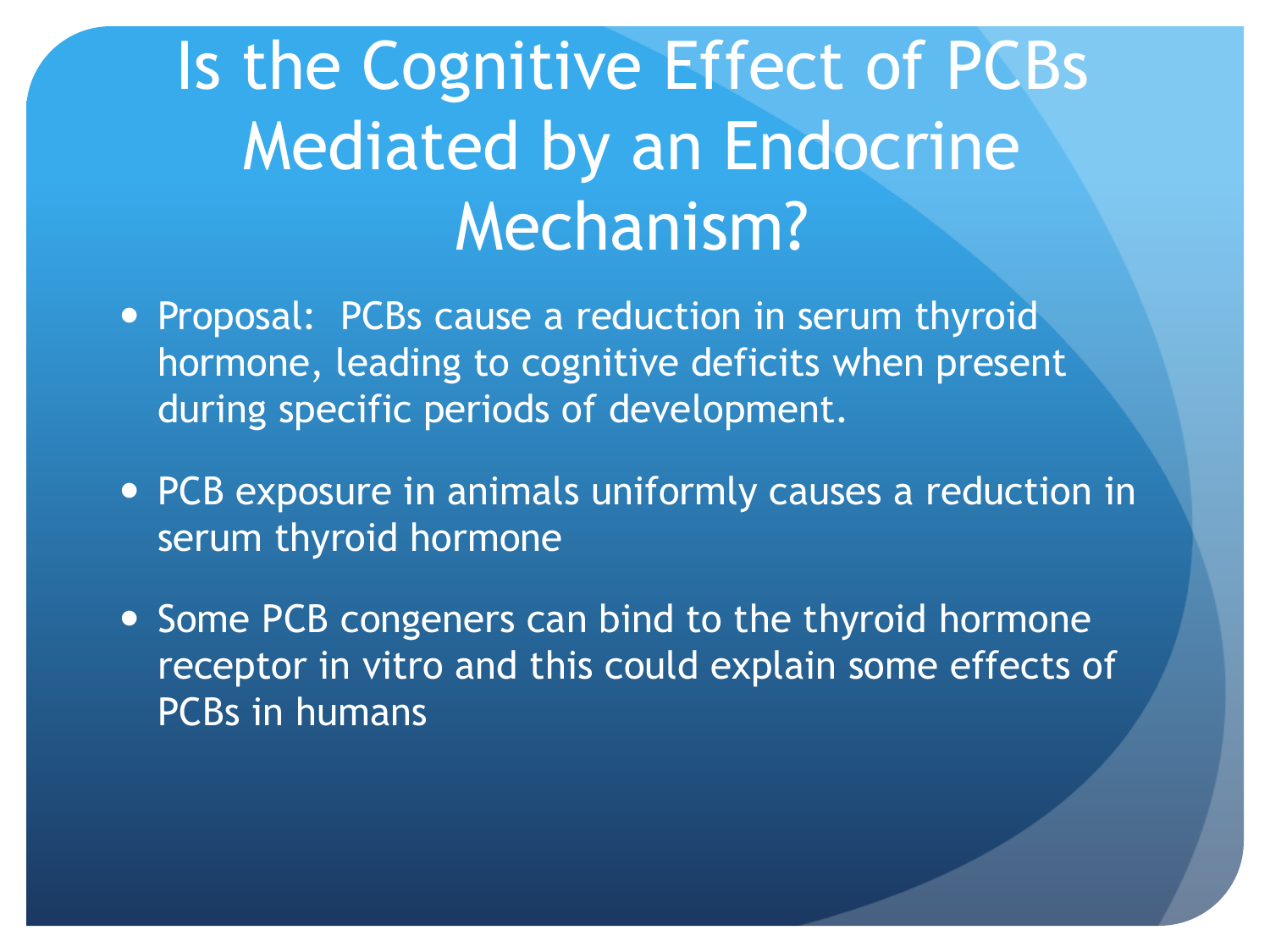# Is the Cognitive Effect of PCBs Mediated by an Endocrine Mechanism?

- Proposal:  PCBs cause a reduction in serum thyroid hormone, leading to cognitive deficits when present during specific periods of development.
- PCB exposure in animals uniformly causes a reduction in serum thyroid hormone
- Some PCB congeners can bind to the thyroid hormone receptor in vitro and this could explain some effects of PCBs in humans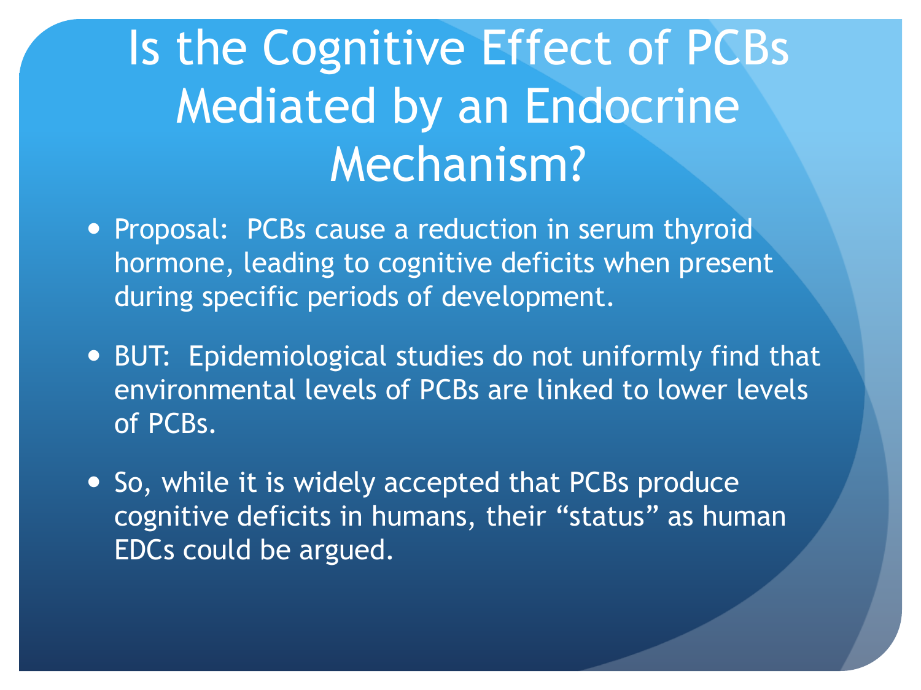# Is the Cognitive Effect of PCBs Mediated by an Endocrine Mechanism?

- Proposal: PCBs cause a reduction in serum thyroid hormone, leading to cognitive deficits when present during specific periods of development.
- BUT: Epidemiological studies do not uniformly find that environmental levels of PCBs are linked to lower levels of PCBs.
- So, while it is widely accepted that PCBs produce cognitive deficits in humans, their "status" as human EDCs could be argued.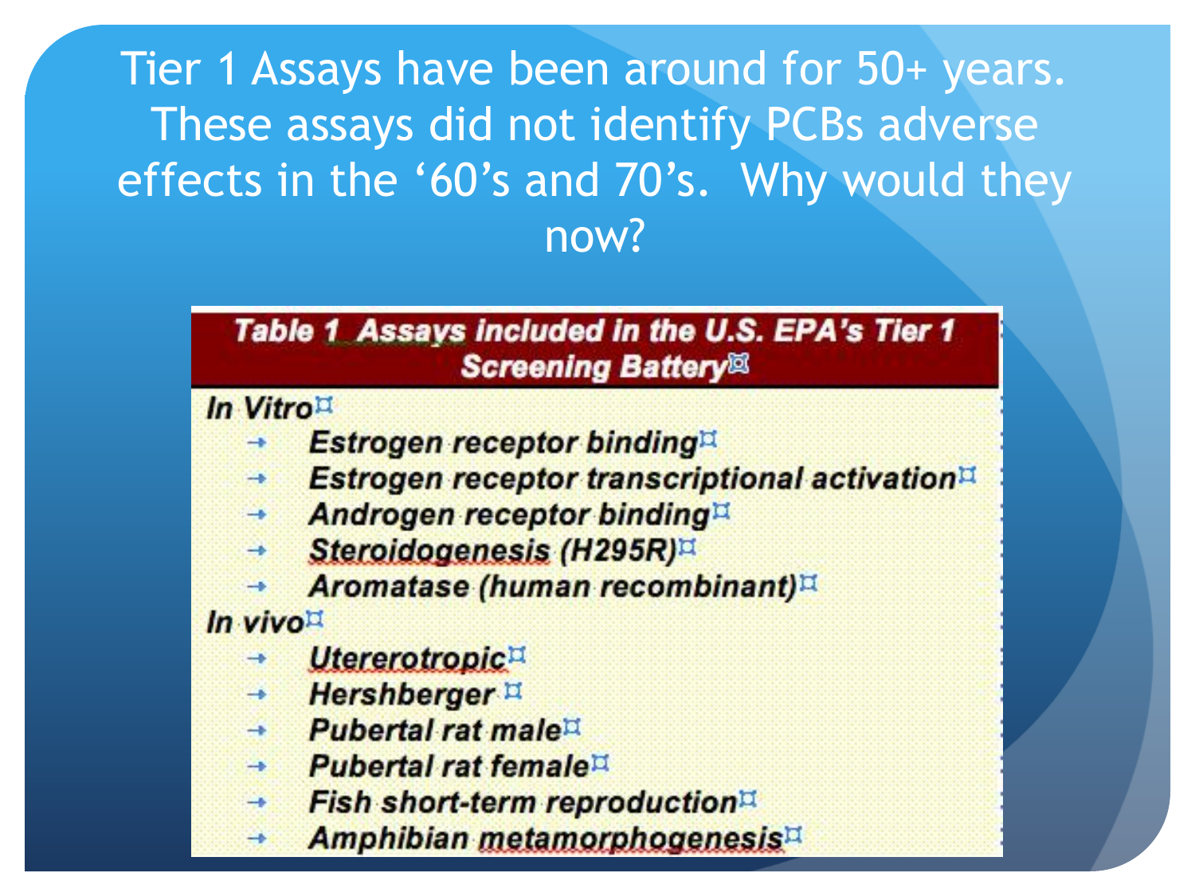# Tier 1 Assays have been around for 50+ years. These assays did not identify PCBs adverse effects in the '60's and 70's. Why would they now?

**Table 1 Assays included in the U.S. EPA's Tier 1 Screening Battery**

*In Vitro*

- *Estrogen receptor binding*
- *Estrogen receptor transcriptional activation*
- *Androgen receptor binding*
- *Steroidogenesis (H295R)*
- *Aromatase (human recombinant)*

*In vivo*

- *Utererotropic*
- *Hershberger*
- *Pubertal rat male*
- *Pubertal rat female*
- *Fish short-term reproduction*
- *Amphibian metamorphogenesis*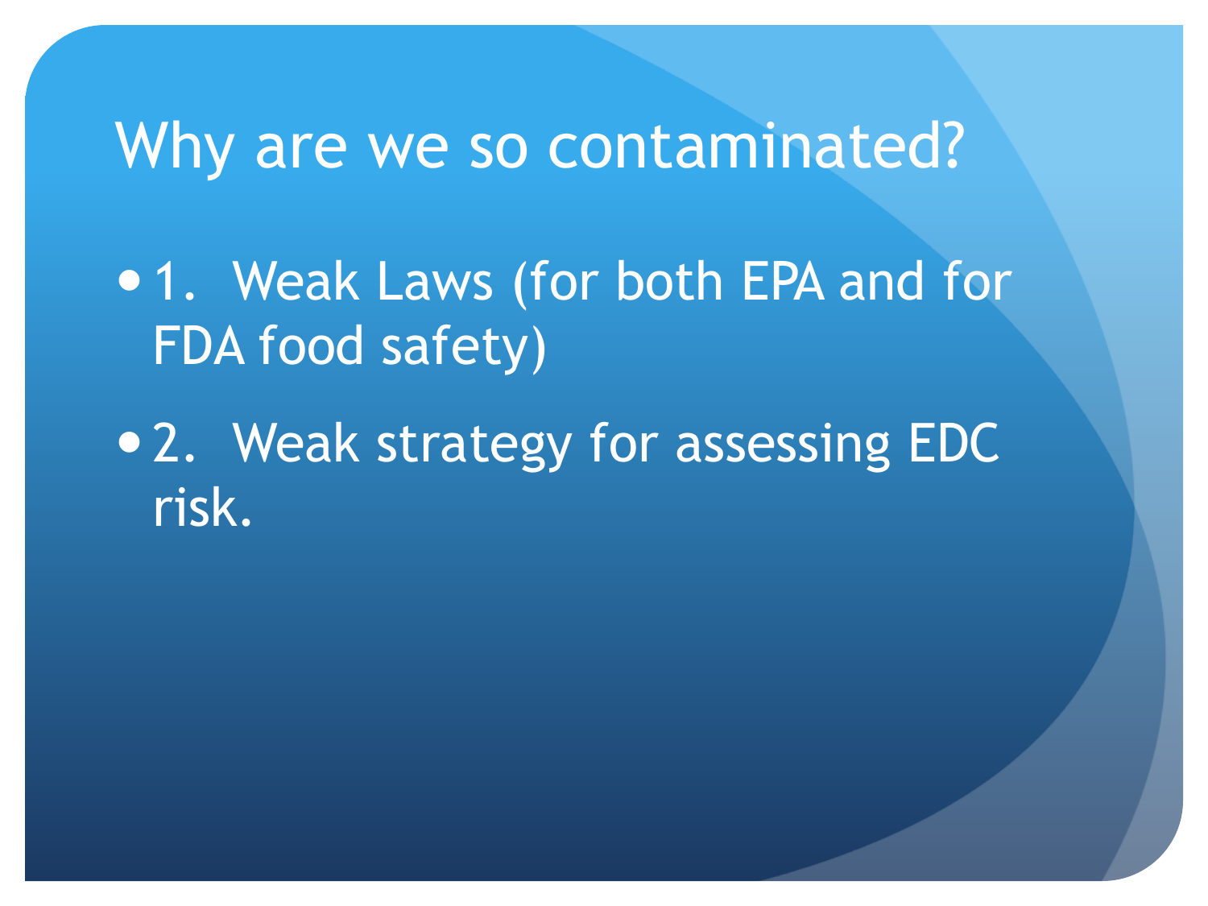# Why are we so contaminated?

- 1. Weak Laws (for both EPA and for FDA food safety)
- 2. Weak strategy for assessing EDC risk.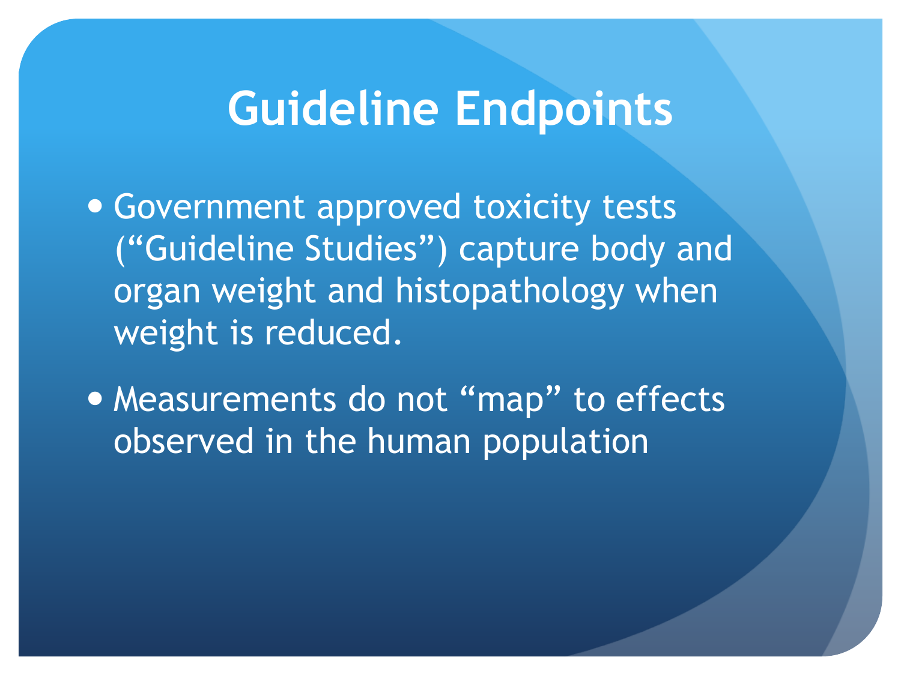# Guideline Endpoints

- Government approved toxicity tests ("Guideline Studies") capture body and organ weight and histopathology when weight is reduced.
- Measurements do not "map" to effects observed in the human population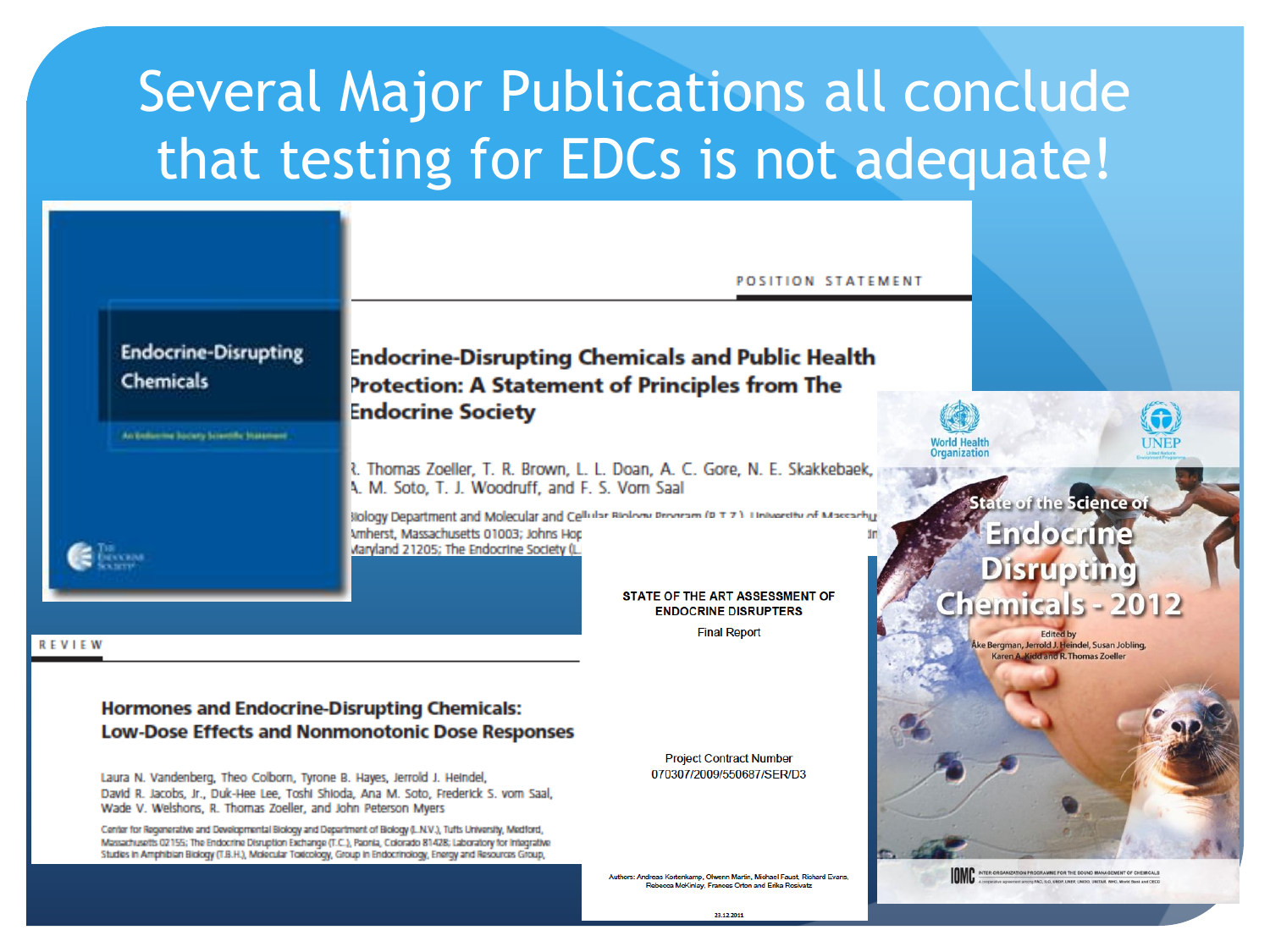# Several Major Publications all conclude that testing for EDCs is not adequate!

**Endocrine-Disrupting Chemicals**

An Endocrine Society Scientific Statement

The Endocrine Society

POSITION STATEMENT

## Endocrine-Disrupting Chemicals and Public Health Protection: A Statement of Principles from The Endocrine Society

R. Thomas Zoeller, T. R. Brown, L. L. Doan, A. C. Gore, N. E. Skakkebaek, A. M. Soto, T. J. Woodruff, and F. S. Vom Saal

Biology Department and Molecular and Cellular Biology Program (R.T.Z.), University of Massachu... Amherst, Massachusetts 01003; Johns Hop... Maryland 21205; The Endocrine Society (L....

REVIEW

## Hormones and Endocrine-Disrupting Chemicals: Low-Dose Effects and Nonmonotonic Dose Responses

Laura N. Vandenberg, Theo Colborn, Tyrone B. Hayes, Jerrold J. Heindel, David R. Jacobs, Jr., Duk-Hee Lee, Toshi Shioda, Ana M. Soto, Frederick S. vom Saal, Wade V. Welshons, R. Thomas Zoeller, and John Peterson Myers

Center for Regenerative and Developmental Biology and Department of Biology (L.N.V.), Tufts University, Medford, Massachusetts 02155; The Endocrine Disruption Exchange (T.C.), Paonia, Colorado 81428; Laboratory for Integrative Studies in Amphibian Biology (T.B.H.), Molecular Toxicology, Group in Endocrinology, Energy and Resources Group,

**STATE OF THE ART ASSESSMENT OF ENDOCRINE DISRUPTERS**

Final Report

Project Contract Number 070307/2009/550687/SER/D3

Authors: Andreas Kortenkamp, Olwenn Martin, Michael Faust, Richard Evans, Rebecca McKinlay, Frances Orton and Erika Rosivatz

23.12.2011

World Health Organization

UNEP

## State of the Science of Endocrine Disrupting Chemicals - 2012

Edited by Åke Bergman, Jerrold J. Heindel, Susan Jobling, Karen A. Kidd and R. Thomas Zoeller

IOMC — INTER-ORGANIZATION PROGRAMME FOR THE SOUND MANAGEMENT OF CHEMICALS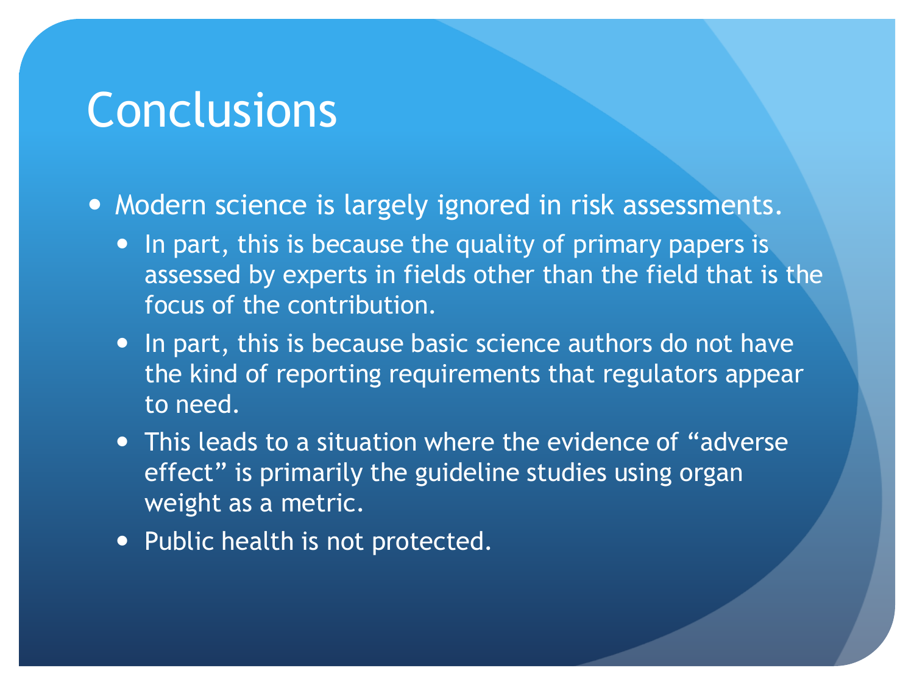# Conclusions

- Modern science is largely ignored in risk assessments.
  - In part, this is because the quality of primary papers is assessed by experts in fields other than the field that is the focus of the contribution.
  - In part, this is because basic science authors do not have the kind of reporting requirements that regulators appear to need.
  - This leads to a situation where the evidence of "adverse effect" is primarily the guideline studies using organ weight as a metric.
  - Public health is not protected.